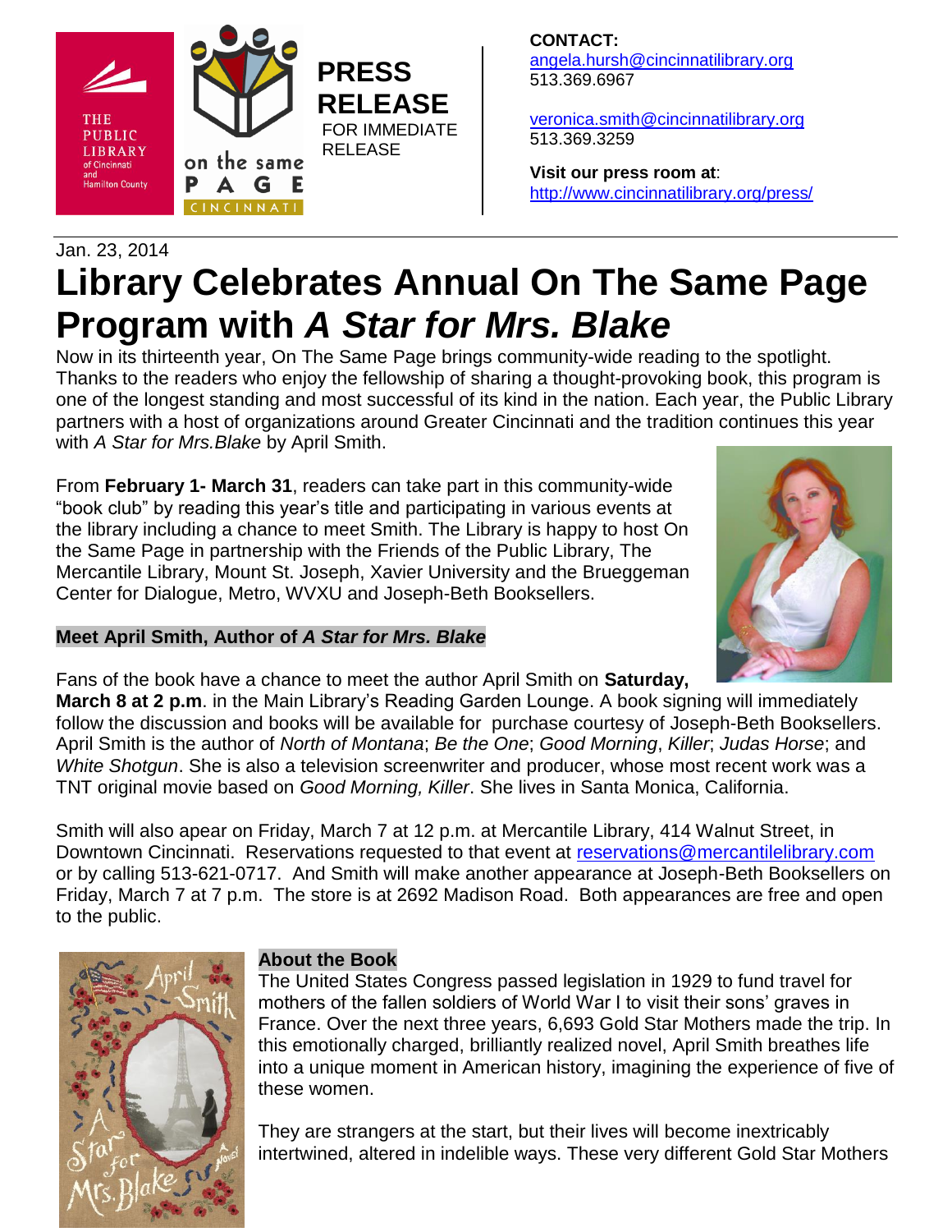**PRESS RELEASE**
FOR IMMEDIATE RELEASE

**CONTACT:**
angela.hursh@cincinnatilibrary.org
513.369.6967

veronica.smith@cincinnatilibrary.org
513.369.3259

**Visit our press room at**: http://www.cincinnatilibrary.org/press/

Jan. 23, 2014

# Library Celebrates Annual On The Same Page Program with *A Star for Mrs. Blake*

Now in its thirteenth year, On The Same Page brings community-wide reading to the spotlight. Thanks to the readers who enjoy the fellowship of sharing a thought-provoking book, this program is one of the longest standing and most successful of its kind in the nation. Each year, the Public Library partners with a host of organizations around Greater Cincinnati and the tradition continues this year with *A Star for Mrs.Blake* by April Smith.

From **February 1- March 31**, readers can take part in this community-wide "book club" by reading this year's title and participating in various events at the library including a chance to meet Smith. The Library is happy to host On the Same Page in partnership with the Friends of the Public Library, The Mercantile Library, Mount St. Joseph, Xavier University and the Brueggeman Center for Dialogue, Metro, WVXU and Joseph-Beth Booksellers.

## Meet April Smith, Author of *A Star for Mrs. Blake*

Fans of the book have a chance to meet the author April Smith on **Saturday, March 8 at 2 p.m**. in the Main Library's Reading Garden Lounge. A book signing will immediately follow the discussion and books will be available for purchase courtesy of Joseph-Beth Booksellers. April Smith is the author of *North of Montana*; *Be the One*; *Good Morning*, *Killer*; *Judas Horse*; and *White Shotgun*. She is also a television screenwriter and producer, whose most recent work was a TNT original movie based on *Good Morning, Killer*. She lives in Santa Monica, California.

Smith will also apear on Friday, March 7 at 12 p.m. at Mercantile Library, 414 Walnut Street, in Downtown Cincinnati. Reservations requested to that event at reservations@mercantilelibrary.com or by calling 513-621-0717. And Smith will make another appearance at Joseph-Beth Booksellers on Friday, March 7 at 7 p.m. The store is at 2692 Madison Road. Both appearances are free and open to the public.

## About the Book

The United States Congress passed legislation in 1929 to fund travel for mothers of the fallen soldiers of World War I to visit their sons' graves in France. Over the next three years, 6,693 Gold Star Mothers made the trip. In this emotionally charged, brilliantly realized novel, April Smith breathes life into a unique moment in American history, imagining the experience of five of these women.

They are strangers at the start, but their lives will become inextricably intertwined, altered in indelible ways. These very different Gold Star Mothers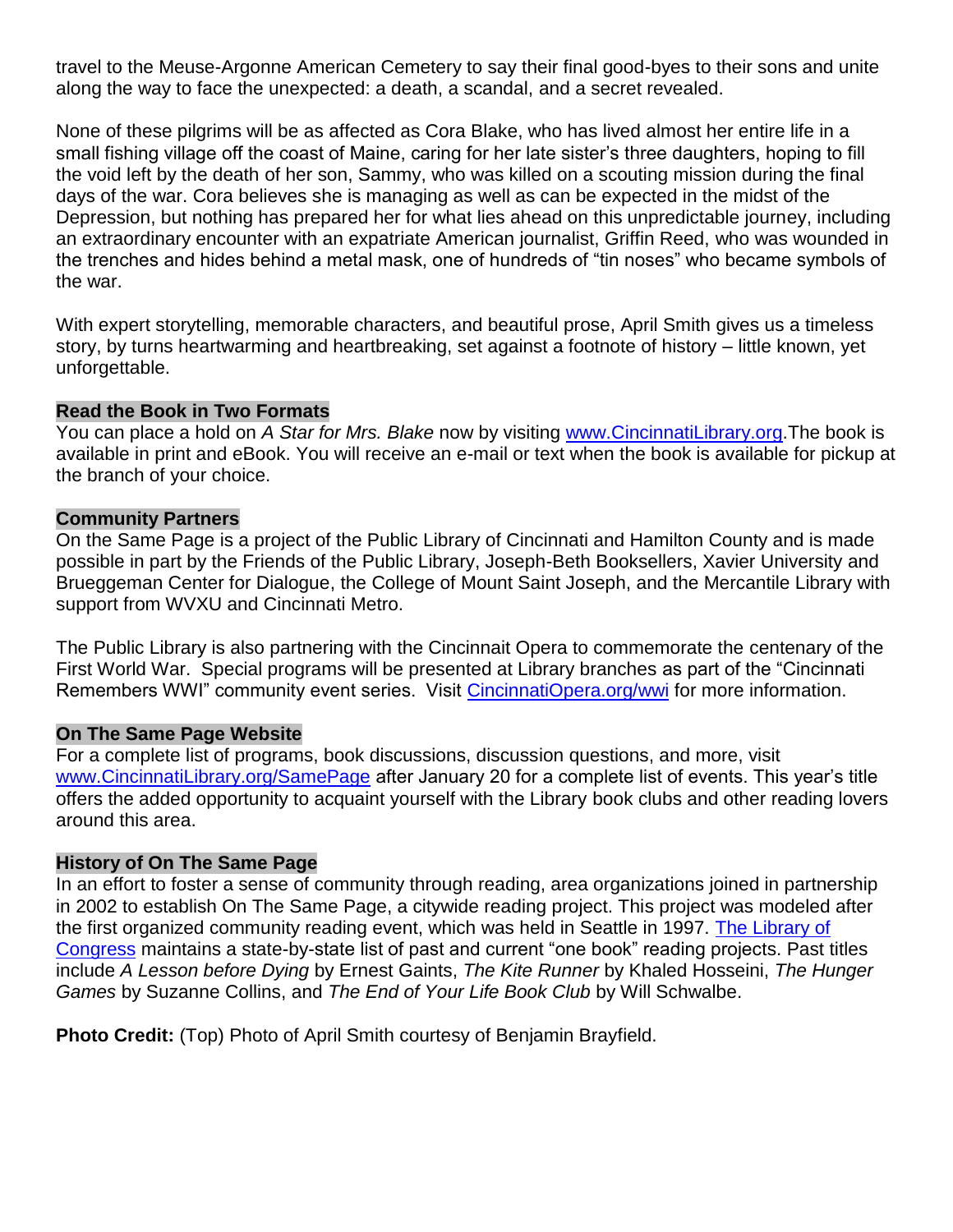travel to the Meuse-Argonne American Cemetery to say their final good-byes to their sons and unite along the way to face the unexpected: a death, a scandal, and a secret revealed.

None of these pilgrims will be as affected as Cora Blake, who has lived almost her entire life in a small fishing village off the coast of Maine, caring for her late sister's three daughters, hoping to fill the void left by the death of her son, Sammy, who was killed on a scouting mission during the final days of the war. Cora believes she is managing as well as can be expected in the midst of the Depression, but nothing has prepared her for what lies ahead on this unpredictable journey, including an extraordinary encounter with an expatriate American journalist, Griffin Reed, who was wounded in the trenches and hides behind a metal mask, one of hundreds of "tin noses" who became symbols of the war.

With expert storytelling, memorable characters, and beautiful prose, April Smith gives us a timeless story, by turns heartwarming and heartbreaking, set against a footnote of history – little known, yet unforgettable.

**Read the Book in Two Formats**

You can place a hold on *A Star for Mrs. Blake* now by visiting [www.CincinnatiLibrary.org](www.CincinnatiLibrary.org).The book is available in print and eBook. You will receive an e-mail or text when the book is available for pickup at the branch of your choice.

**Community Partners**

On the Same Page is a project of the Public Library of Cincinnati and Hamilton County and is made possible in part by the Friends of the Public Library, Joseph-Beth Booksellers, Xavier University and Brueggeman Center for Dialogue, the College of Mount Saint Joseph, and the Mercantile Library with support from WVXU and Cincinnati Metro.

The Public Library is also partnering with the Cincinnait Opera to commemorate the centenary of the First World War. Special programs will be presented at Library branches as part of the "Cincinnati Remembers WWI" community event series. Visit [CincinnatiOpera.org/wwi](CincinnatiOpera.org/wwi) for more information.

**On The Same Page Website**

For a complete list of programs, book discussions, discussion questions, and more, visit [www.CincinnatiLibrary.org/SamePage](www.CincinnatiLibrary.org/SamePage) after January 20 for a complete list of events. This year's title offers the added opportunity to acquaint yourself with the Library book clubs and other reading lovers around this area.

**History of On The Same Page**

In an effort to foster a sense of community through reading, area organizations joined in partnership in 2002 to establish On The Same Page, a citywide reading project. This project was modeled after the first organized community reading event, which was held in Seattle in 1997. The Library of Congress maintains a state-by-state list of past and current "one book" reading projects. Past titles include *A Lesson before Dying* by Ernest Gaints, *The Kite Runner* by Khaled Hosseini, *The Hunger Games* by Suzanne Collins, and *The End of Your Life Book Club* by Will Schwalbe.

**Photo Credit:** (Top) Photo of April Smith courtesy of Benjamin Brayfield.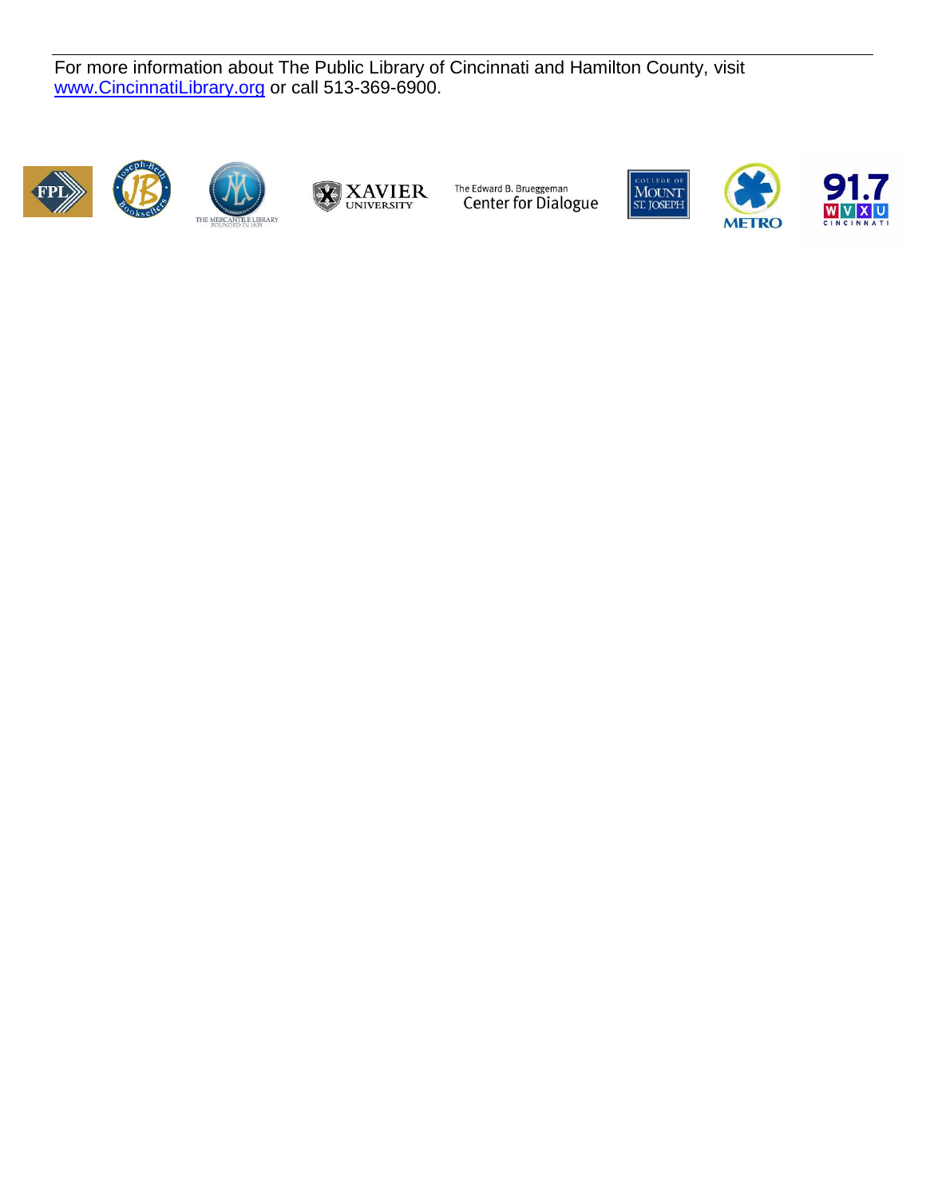For more information about The Public Library of Cincinnati and Hamilton County, visit [www.CincinnatiLibrary.org](http://www.CincinnatiLibrary.org) or call 513-369-6900.